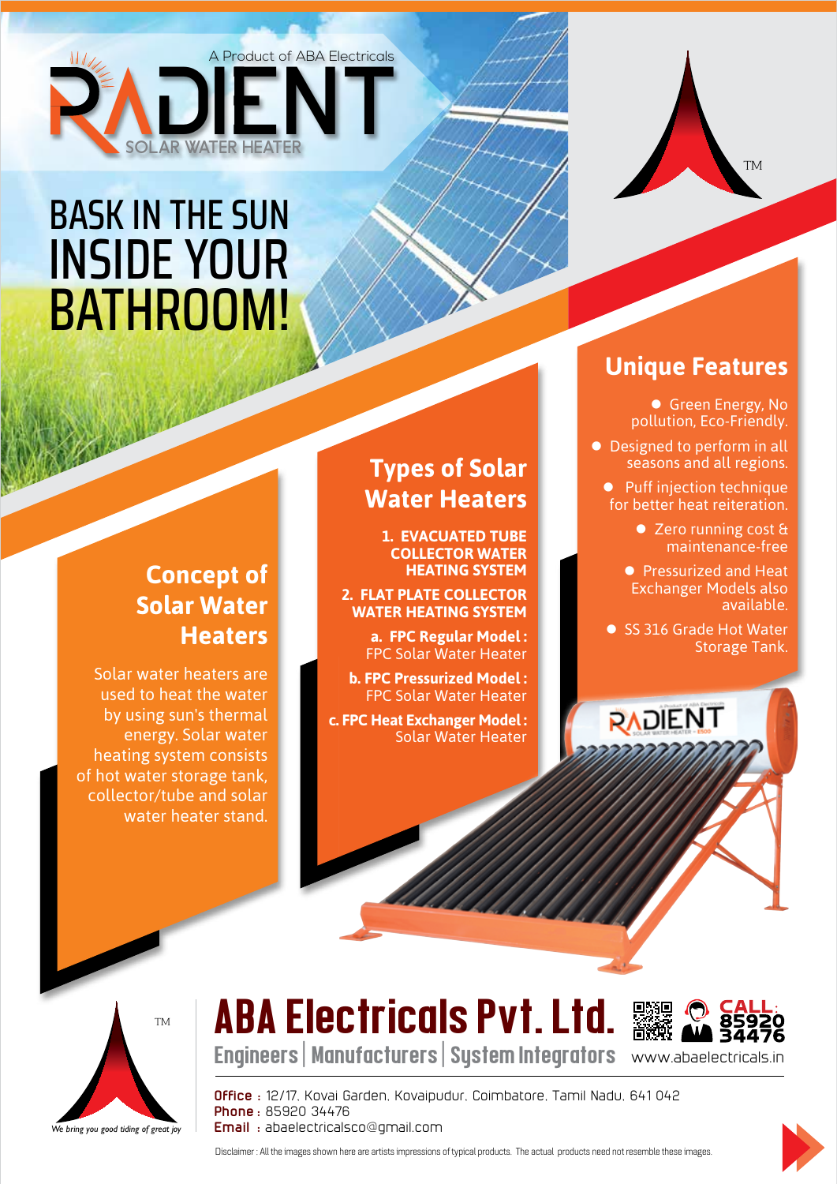A Product of ABA Electricals

# RADIENT

SOLAR WATER HEATER

# BASK IN THE SUN INSIDE YOUR BATHROOM!

TM

## Concept of Solar Water Heaters

Solar water heaters are used to heat the water by using sun's thermal energy. Solar water heating system consists of hot water storage tank, collector/tube and solar water heater stand.

## Types of Solar Water Heaters

1. **EVACUATED TUBE COLLECTOR WATER HEATING SYSTEM**
2. **FLAT PLATE COLLECTOR WATER HEATING SYSTEM**
   - a. **FPC Regular Model :** FPC Solar Water Heater
   - b. **FPC Pressurized Model :** FPC Solar Water Heater
   - c. **FPC Heat Exchanger Model :** Solar Water Heater

## Unique Features

- Green Energy, No pollution, Eco-Friendly.
- Designed to perform in all seasons and all regions.
- Puff injection technique for better heat reiteration.
- Zero running cost & maintenance-free
- Pressurized and Heat Exchanger Models also available.
- SS 316 Grade Hot Water Storage Tank.

TM

*We bring you good tiding of great joy*

# ABA Electricals Pvt. Ltd.

Engineers | Manufacturers | System Integrators

**CALL:** 85920 34476

www.abaelectricals.in

**Office :** 12/17, Kovai Garden, Kovaipudur, Coimbatore, Tamil Nadu, 641 042
**Phone :** 85920 34476
**Email :** abaelectricalsco@gmail.com

Disclaimer : All the images shown here are artists impressions of typical products. The actual products need not resemble these images.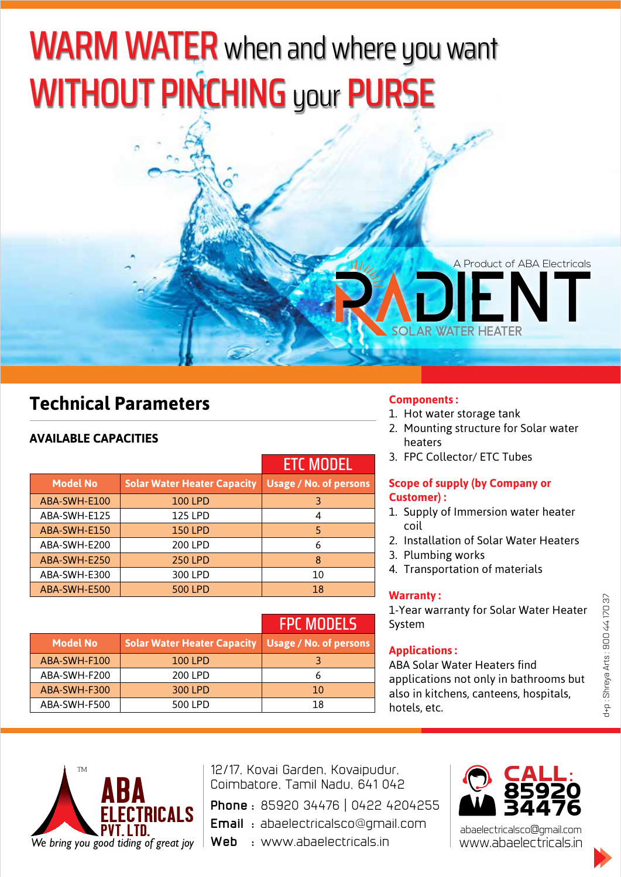# WARM WATER when and where you want WITHOUT PINCHING your PURSE

A Product of ABA Electricals

RADIENT
SOLAR WATER HEATER

## Technical Parameters

### AVAILABLE CAPACITIES

**ETC MODEL**

| Model No | Solar Water Heater Capacity | Usage / No. of persons |
|---|---|---|
| ABA-SWH-E100 | 100 LPD | 3 |
| ABA-SWH-E125 | 125 LPD | 4 |
| ABA-SWH-E150 | 150 LPD | 5 |
| ABA-SWH-E200 | 200 LPD | 6 |
| ABA-SWH-E250 | 250 LPD | 8 |
| ABA-SWH-E300 | 300 LPD | 10 |
| ABA-SWH-E500 | 500 LPD | 18 |

**FPC MODELS**

| Model No | Solar Water Heater Capacity | Usage / No. of persons |
|---|---|---|
| ABA-SWH-F100 | 100 LPD | 3 |
| ABA-SWH-F200 | 200 LPD | 6 |
| ABA-SWH-F300 | 300 LPD | 10 |
| ABA-SWH-F500 | 500 LPD | 18 |

**Components :**

1. Hot water storage tank
2. Mounting structure for Solar water heaters
3. FPC Collector/ ETC Tubes

**Scope of supply (by Company or Customer) :**

1. Supply of Immersion water heater coil
2. Installation of Solar Water Heaters
3. Plumbing works
4. Transportation of materials

**Warranty :**

1-Year warranty for Solar Water Heater System

**Applications :**

ABA Solar Water Heaters find applications not only in bathrooms but also in kitchens, canteens, hospitals, hotels, etc.

d+p : Shreya Arts : 900 44 170 37

ABA ELECTRICALS PVT. LTD.™
*We bring you good tiding of great joy*

12/17, Kovai Garden, Kovaipudur,
Coimbatore, Tamil Nadu, 641 042

**Phone** : 85920 34476 | 0422 4204255
**Email** : abaelectricalsco@gmail.com
**Web** : www.abaelectricals.in

CALL: 85920 34476
abaelectricalsco@gmail.com
www.abaelectricals.in